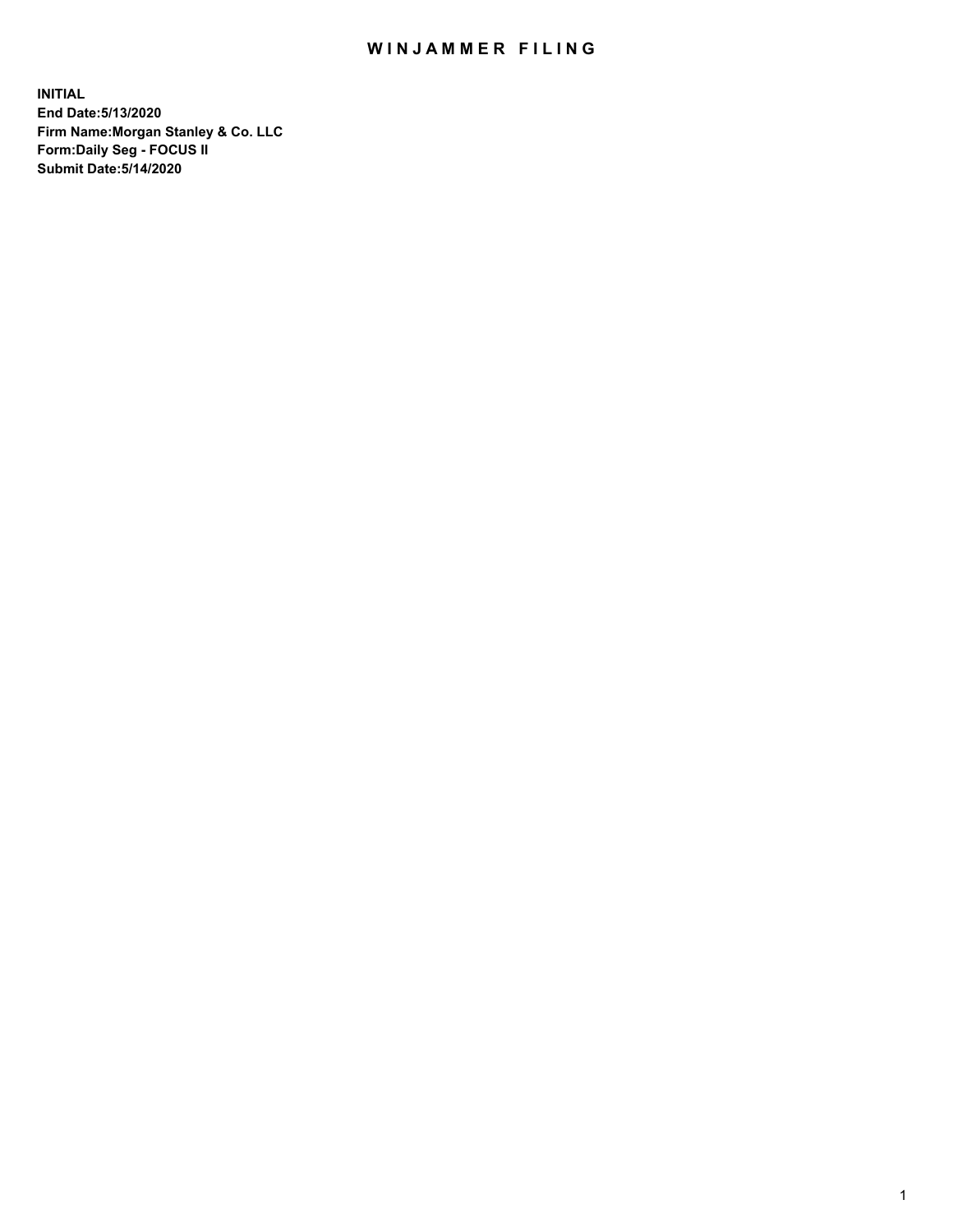# WINJAMMER FILING

**INITIAL**
**End Date:5/13/2020**
**Firm Name:Morgan Stanley & Co. LLC**
**Form:Daily Seg - FOCUS II**
**Submit Date:5/14/2020**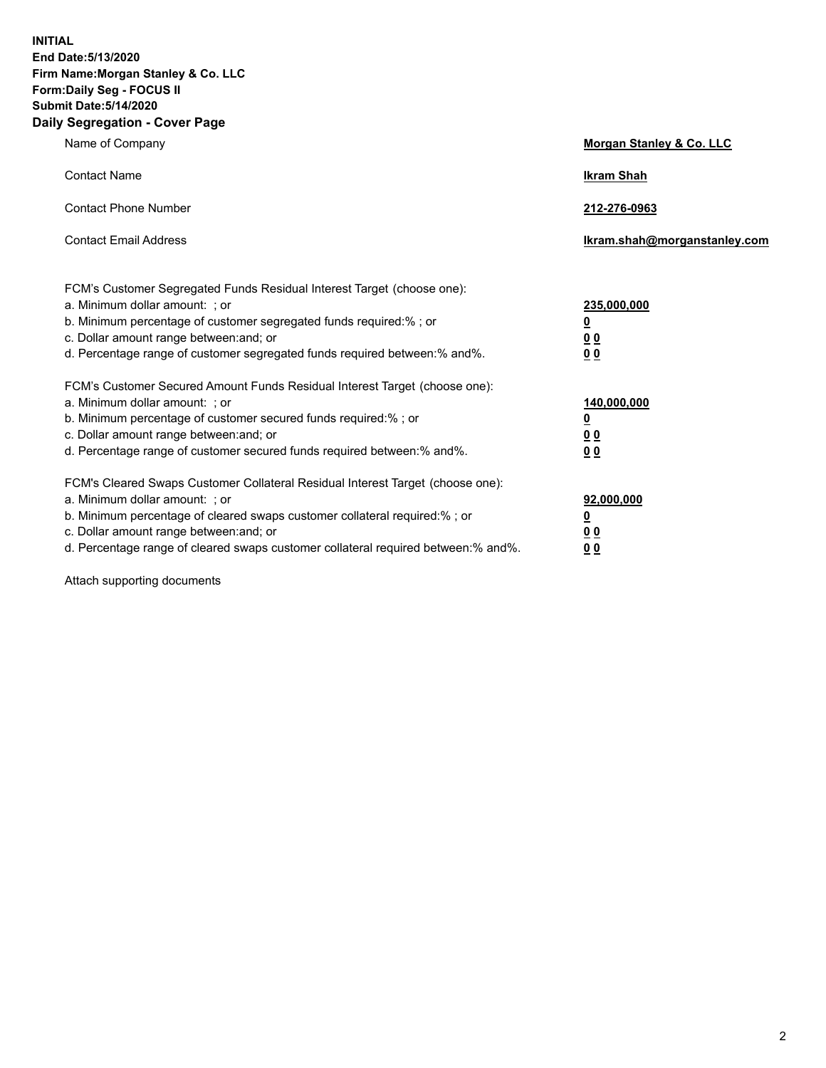**INITIAL**
**End Date:5/13/2020**
**Firm Name:Morgan Stanley & Co. LLC**
**Form:Daily Seg - FOCUS II**
**Submit Date:5/14/2020**

## Daily Segregation - Cover Page

| | |
|---|---|
| Name of Company | **Morgan Stanley & Co. LLC** |
| Contact Name | **Ikram Shah** |
| Contact Phone Number | **212-276-0963** |
| Contact Email Address | **Ikram.shah@morganstanley.com** |

| | |
|---|---|
| FCM's Customer Segregated Funds Residual Interest Target (choose one): | |
| a. Minimum dollar amount: ; or | **235,000,000** |
| b. Minimum percentage of customer segregated funds required:% ; or | **0** |
| c. Dollar amount range between:and; or | **0 0** |
| d. Percentage range of customer segregated funds required between:% and%. | **0 0** |
| FCM's Customer Secured Amount Funds Residual Interest Target (choose one): | |
| a. Minimum dollar amount: ; or | **140,000,000** |
| b. Minimum percentage of customer secured funds required:% ; or | **0** |
| c. Dollar amount range between:and; or | **0 0** |
| d. Percentage range of customer secured funds required between:% and%. | **0 0** |
| FCM's Cleared Swaps Customer Collateral Residual Interest Target (choose one): | |
| a. Minimum dollar amount: ; or | **92,000,000** |
| b. Minimum percentage of cleared swaps customer collateral required:% ; or | **0** |
| c. Dollar amount range between:and; or | **0 0** |
| d. Percentage range of cleared swaps customer collateral required between:% and%. | **0 0** |

Attach supporting documents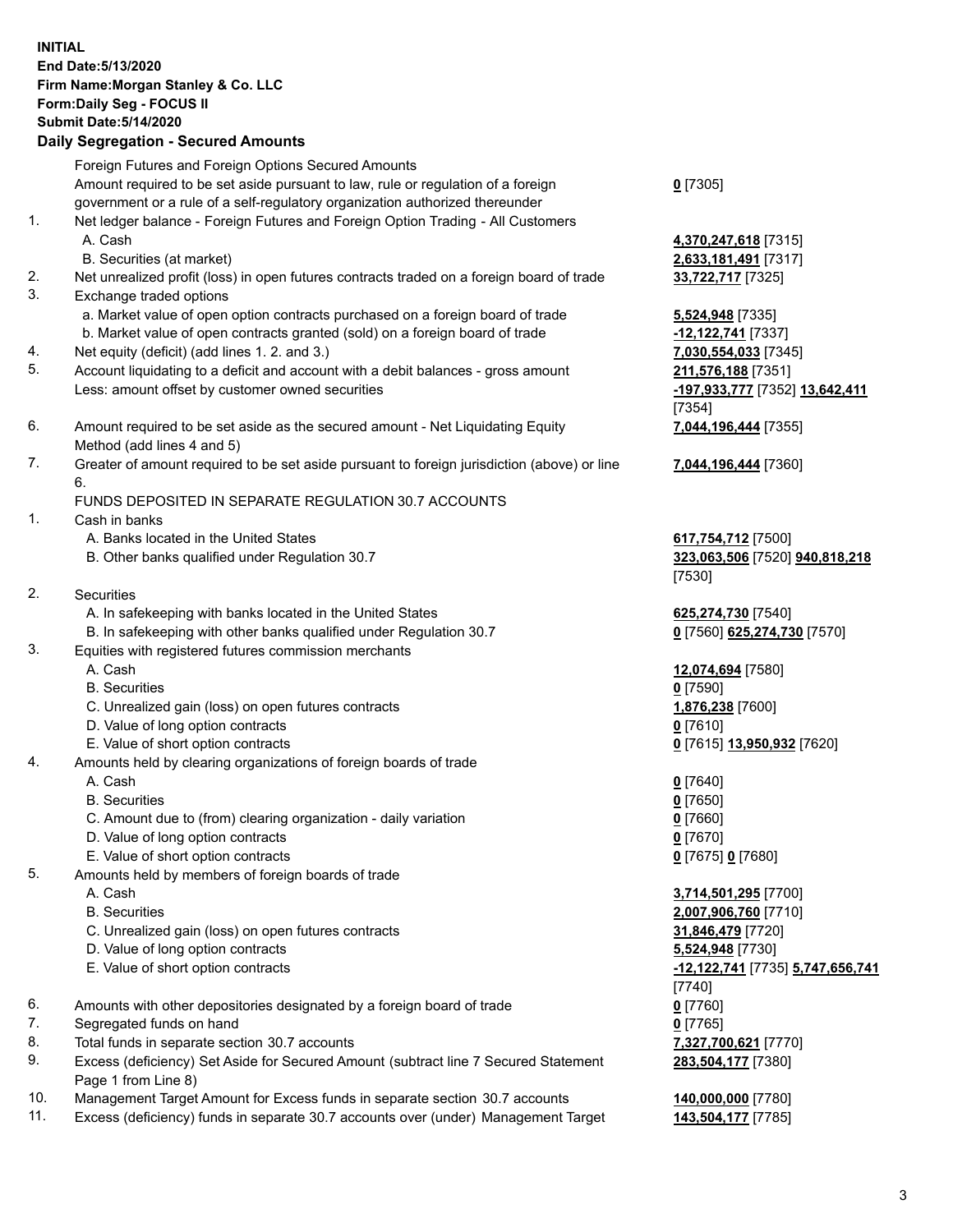**INITIAL**
**End Date:5/13/2020**
**Firm Name:Morgan Stanley & Co. LLC**
**Form:Daily Seg - FOCUS II**
**Submit Date:5/14/2020**

### Daily Segregation - Secured Amounts

| | | |
|---|---|---|
| | Foreign Futures and Foreign Options Secured Amounts | |
| | Amount required to be set aside pursuant to law, rule or regulation of a foreign government or a rule of a self-regulatory organization authorized thereunder | **0** [7305] |
| 1. | Net ledger balance - Foreign Futures and Foreign Option Trading - All Customers | |
| | A. Cash | **4,370,247,618** [7315] |
| | B. Securities (at market) | **2,633,181,491** [7317] |
| 2. | Net unrealized profit (loss) in open futures contracts traded on a foreign board of trade | **33,722,717** [7325] |
| 3. | Exchange traded options | |
| | a. Market value of open option contracts purchased on a foreign board of trade | **5,524,948** [7335] |
| | b. Market value of open contracts granted (sold) on a foreign board of trade | **-12,122,741** [7337] |
| 4. | Net equity (deficit) (add lines 1. 2. and 3.) | **7,030,554,033** [7345] |
| 5. | Account liquidating to a deficit and account with a debit balances - gross amount | **211,576,188** [7351] |
| | Less: amount offset by customer owned securities | **-197,933,777** [7352] **13,642,411** [7354] |
| 6. | Amount required to be set aside as the secured amount - Net Liquidating Equity Method (add lines 4 and 5) | **7,044,196,444** [7355] |
| 7. | Greater of amount required to be set aside pursuant to foreign jurisdiction (above) or line 6. | **7,044,196,444** [7360] |
| | FUNDS DEPOSITED IN SEPARATE REGULATION 30.7 ACCOUNTS | |
| 1. | Cash in banks | |
| | A. Banks located in the United States | **617,754,712** [7500] |
| | B. Other banks qualified under Regulation 30.7 | **323,063,506** [7520] **940,818,218** [7530] |
| 2. | Securities | |
| | A. In safekeeping with banks located in the United States | **625,274,730** [7540] |
| | B. In safekeeping with other banks qualified under Regulation 30.7 | **0** [7560] **625,274,730** [7570] |
| 3. | Equities with registered futures commission merchants | |
| | A. Cash | **12,074,694** [7580] |
| | B. Securities | **0** [7590] |
| | C. Unrealized gain (loss) on open futures contracts | **1,876,238** [7600] |
| | D. Value of long option contracts | **0** [7610] |
| | E. Value of short option contracts | **0** [7615] **13,950,932** [7620] |
| 4. | Amounts held by clearing organizations of foreign boards of trade | |
| | A. Cash | **0** [7640] |
| | B. Securities | **0** [7650] |
| | C. Amount due to (from) clearing organization - daily variation | **0** [7660] |
| | D. Value of long option contracts | **0** [7670] |
| | E. Value of short option contracts | **0** [7675] **0** [7680] |
| 5. | Amounts held by members of foreign boards of trade | |
| | A. Cash | **3,714,501,295** [7700] |
| | B. Securities | **2,007,906,760** [7710] |
| | C. Unrealized gain (loss) on open futures contracts | **31,846,479** [7720] |
| | D. Value of long option contracts | **5,524,948** [7730] |
| | E. Value of short option contracts | **-12,122,741** [7735] **5,747,656,741** [7740] |
| 6. | Amounts with other depositories designated by a foreign board of trade | **0** [7760] |
| 7. | Segregated funds on hand | **0** [7765] |
| 8. | Total funds in separate section 30.7 accounts | **7,327,700,621** [7770] |
| 9. | Excess (deficiency) Set Aside for Secured Amount (subtract line 7 Secured Statement Page 1 from Line 8) | **283,504,177** [7380] |
| 10. | Management Target Amount for Excess funds in separate section 30.7 accounts | **140,000,000** [7780] |
| 11. | Excess (deficiency) funds in separate 30.7 accounts over (under) Management Target | **143,504,177** [7785] |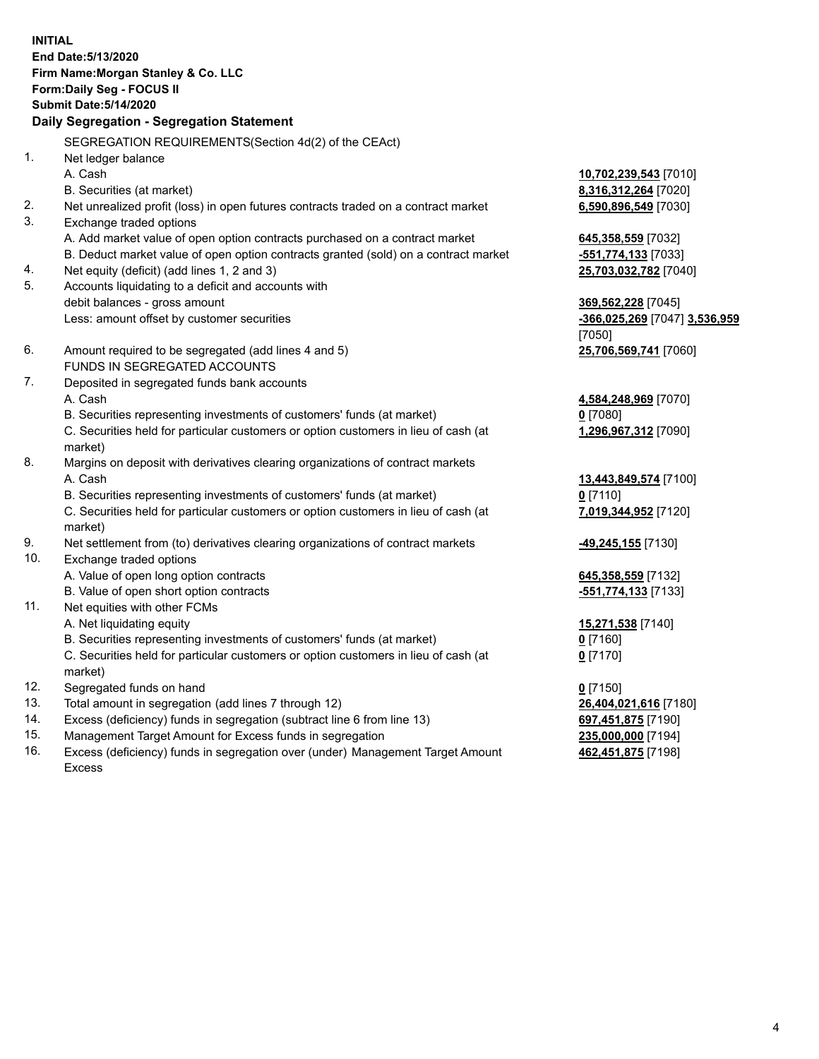**INITIAL**
**End Date:5/13/2020**
**Firm Name:Morgan Stanley & Co. LLC**
**Form:Daily Seg - FOCUS II**
**Submit Date:5/14/2020**

**Daily Segregation - Segregation Statement**

SEGREGATION REQUIREMENTS(Section 4d(2) of the CEAct)

| | | |
|---|---|---|
| 1. | Net ledger balance | |
| | A. Cash | **10,702,239,543** [7010] |
| | B. Securities (at market) | **8,316,312,264** [7020] |
| 2. | Net unrealized profit (loss) in open futures contracts traded on a contract market | **6,590,896,549** [7030] |
| 3. | Exchange traded options | |
| | A. Add market value of open option contracts purchased on a contract market | **645,358,559** [7032] |
| | B. Deduct market value of open option contracts granted (sold) on a contract market | **-551,774,133** [7033] |
| 4. | Net equity (deficit) (add lines 1, 2 and 3) | **25,703,032,782** [7040] |
| 5. | Accounts liquidating to a deficit and accounts with | |
| | debit balances - gross amount | **369,562,228** [7045] |
| | Less: amount offset by customer securities | **-366,025,269** [7047] **3,536,959** [7050] |
| 6. | Amount required to be segregated (add lines 4 and 5) | **25,706,569,741** [7060] |
| | FUNDS IN SEGREGATED ACCOUNTS | |
| 7. | Deposited in segregated funds bank accounts | |
| | A. Cash | **4,584,248,969** [7070] |
| | B. Securities representing investments of customers' funds (at market) | **0** [7080] |
| | C. Securities held for particular customers or option customers in lieu of cash (at market) | **1,296,967,312** [7090] |
| 8. | Margins on deposit with derivatives clearing organizations of contract markets | |
| | A. Cash | **13,443,849,574** [7100] |
| | B. Securities representing investments of customers' funds (at market) | **0** [7110] |
| | C. Securities held for particular customers or option customers in lieu of cash (at market) | **7,019,344,952** [7120] |
| 9. | Net settlement from (to) derivatives clearing organizations of contract markets | **-49,245,155** [7130] |
| 10. | Exchange traded options | |
| | A. Value of open long option contracts | **645,358,559** [7132] |
| | B. Value of open short option contracts | **-551,774,133** [7133] |
| 11. | Net equities with other FCMs | |
| | A. Net liquidating equity | **15,271,538** [7140] |
| | B. Securities representing investments of customers' funds (at market) | **0** [7160] |
| | C. Securities held for particular customers or option customers in lieu of cash (at market) | **0** [7170] |
| 12. | Segregated funds on hand | **0** [7150] |
| 13. | Total amount in segregation (add lines 7 through 12) | **26,404,021,616** [7180] |
| 14. | Excess (deficiency) funds in segregation (subtract line 6 from line 13) | **697,451,875** [7190] |
| 15. | Management Target Amount for Excess funds in segregation | **235,000,000** [7194] |
| 16. | Excess (deficiency) funds in segregation over (under) Management Target Amount Excess | **462,451,875** [7198] |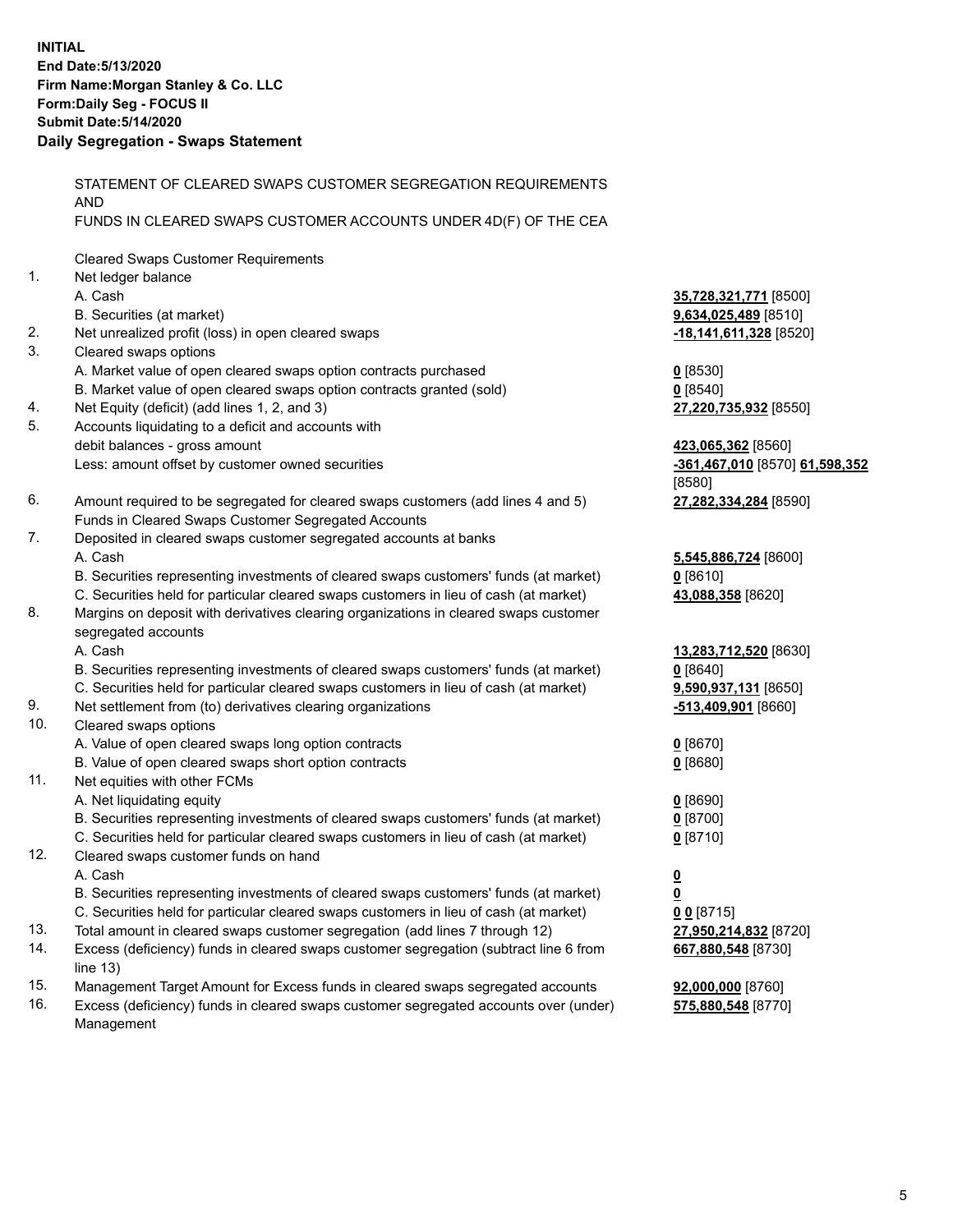**INITIAL**
**End Date:5/13/2020**
**Firm Name:Morgan Stanley & Co. LLC**
**Form:Daily Seg - FOCUS II**
**Submit Date:5/14/2020**
**Daily Segregation - Swaps Statement**

STATEMENT OF CLEARED SWAPS CUSTOMER SEGREGATION REQUIREMENTS AND FUNDS IN CLEARED SWAPS CUSTOMER ACCOUNTS UNDER 4D(F) OF THE CEA

| | | |
|---|---|---|
| | Cleared Swaps Customer Requirements | |
| 1. | Net ledger balance | |
| | A. Cash | **35,728,321,771** [8500] |
| | B. Securities (at market) | **9,634,025,489** [8510] |
| 2. | Net unrealized profit (loss) in open cleared swaps | **-18,141,611,328** [8520] |
| 3. | Cleared swaps options | |
| | A. Market value of open cleared swaps option contracts purchased | **0** [8530] |
| | B. Market value of open cleared swaps option contracts granted (sold) | **0** [8540] |
| 4. | Net Equity (deficit) (add lines 1, 2, and 3) | **27,220,735,932** [8550] |
| 5. | Accounts liquidating to a deficit and accounts with debit balances - gross amount | **423,065,362** [8560] |
| | Less: amount offset by customer owned securities | **-361,467,010** [8570] **61,598,352** [8580] |
| 6. | Amount required to be segregated for cleared swaps customers (add lines 4 and 5) | **27,282,334,284** [8590] |
| | Funds in Cleared Swaps Customer Segregated Accounts | |
| 7. | Deposited in cleared swaps customer segregated accounts at banks | |
| | A. Cash | **5,545,886,724** [8600] |
| | B. Securities representing investments of cleared swaps customers' funds (at market) | **0** [8610] |
| | C. Securities held for particular cleared swaps customers in lieu of cash (at market) | **43,088,358** [8620] |
| 8. | Margins on deposit with derivatives clearing organizations in cleared swaps customer segregated accounts | |
| | A. Cash | **13,283,712,520** [8630] |
| | B. Securities representing investments of cleared swaps customers' funds (at market) | **0** [8640] |
| | C. Securities held for particular cleared swaps customers in lieu of cash (at market) | **9,590,937,131** [8650] |
| 9. | Net settlement from (to) derivatives clearing organizations | **-513,409,901** [8660] |
| 10. | Cleared swaps options | |
| | A. Value of open cleared swaps long option contracts | **0** [8670] |
| | B. Value of open cleared swaps short option contracts | **0** [8680] |
| 11. | Net equities with other FCMs | |
| | A. Net liquidating equity | **0** [8690] |
| | B. Securities representing investments of cleared swaps customers' funds (at market) | **0** [8700] |
| | C. Securities held for particular cleared swaps customers in lieu of cash (at market) | **0** [8710] |
| 12. | Cleared swaps customer funds on hand | |
| | A. Cash | **0** |
| | B. Securities representing investments of cleared swaps customers' funds (at market) | **0** |
| | C. Securities held for particular cleared swaps customers in lieu of cash (at market) | **0** **0** [8715] |
| 13. | Total amount in cleared swaps customer segregation (add lines 7 through 12) | **27,950,214,832** [8720] |
| 14. | Excess (deficiency) funds in cleared swaps customer segregation (subtract line 6 from line 13) | **667,880,548** [8730] |
| 15. | Management Target Amount for Excess funds in cleared swaps segregated accounts | **92,000,000** [8760] |
| 16. | Excess (deficiency) funds in cleared swaps customer segregated accounts over (under) Management | **575,880,548** [8770] |